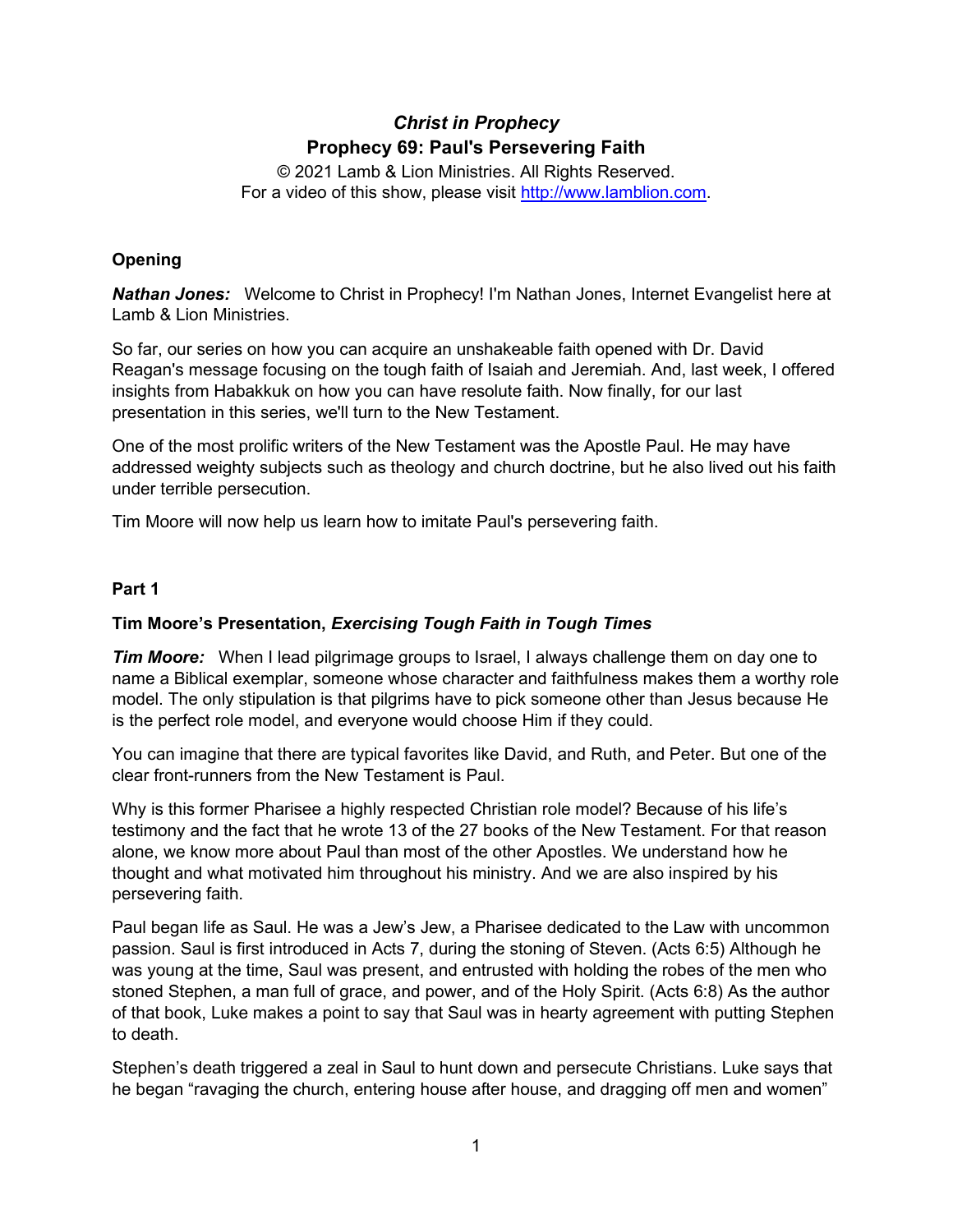# *Christ in Prophecy*

## Prophecy 69: Paul's Persevering Faith

© 2021 Lamb & Lion Ministries. All Rights Reserved.
For a video of this show, please visit http://www.lamblion.com.

### Opening

***Nathan Jones:*** Welcome to Christ in Prophecy! I'm Nathan Jones, Internet Evangelist here at Lamb & Lion Ministries.

So far, our series on how you can acquire an unshakeable faith opened with Dr. David Reagan's message focusing on the tough faith of Isaiah and Jeremiah. And, last week, I offered insights from Habakkuk on how you can have resolute faith. Now finally, for our last presentation in this series, we'll turn to the New Testament.

One of the most prolific writers of the New Testament was the Apostle Paul. He may have addressed weighty subjects such as theology and church doctrine, but he also lived out his faith under terrible persecution.

Tim Moore will now help us learn how to imitate Paul's persevering faith.

### Part 1

### Tim Moore's Presentation, *Exercising Tough Faith in Tough Times*

***Tim Moore:*** When I lead pilgrimage groups to Israel, I always challenge them on day one to name a Biblical exemplar, someone whose character and faithfulness makes them a worthy role model. The only stipulation is that pilgrims have to pick someone other than Jesus because He is the perfect role model, and everyone would choose Him if they could.

You can imagine that there are typical favorites like David, and Ruth, and Peter. But one of the clear front-runners from the New Testament is Paul.

Why is this former Pharisee a highly respected Christian role model? Because of his life's testimony and the fact that he wrote 13 of the 27 books of the New Testament. For that reason alone, we know more about Paul than most of the other Apostles. We understand how he thought and what motivated him throughout his ministry. And we are also inspired by his persevering faith.

Paul began life as Saul. He was a Jew's Jew, a Pharisee dedicated to the Law with uncommon passion. Saul is first introduced in Acts 7, during the stoning of Steven. (Acts 6:5) Although he was young at the time, Saul was present, and entrusted with holding the robes of the men who stoned Stephen, a man full of grace, and power, and of the Holy Spirit. (Acts 6:8) As the author of that book, Luke makes a point to say that Saul was in hearty agreement with putting Stephen to death.

Stephen's death triggered a zeal in Saul to hunt down and persecute Christians. Luke says that he began "ravaging the church, entering house after house, and dragging off men and women"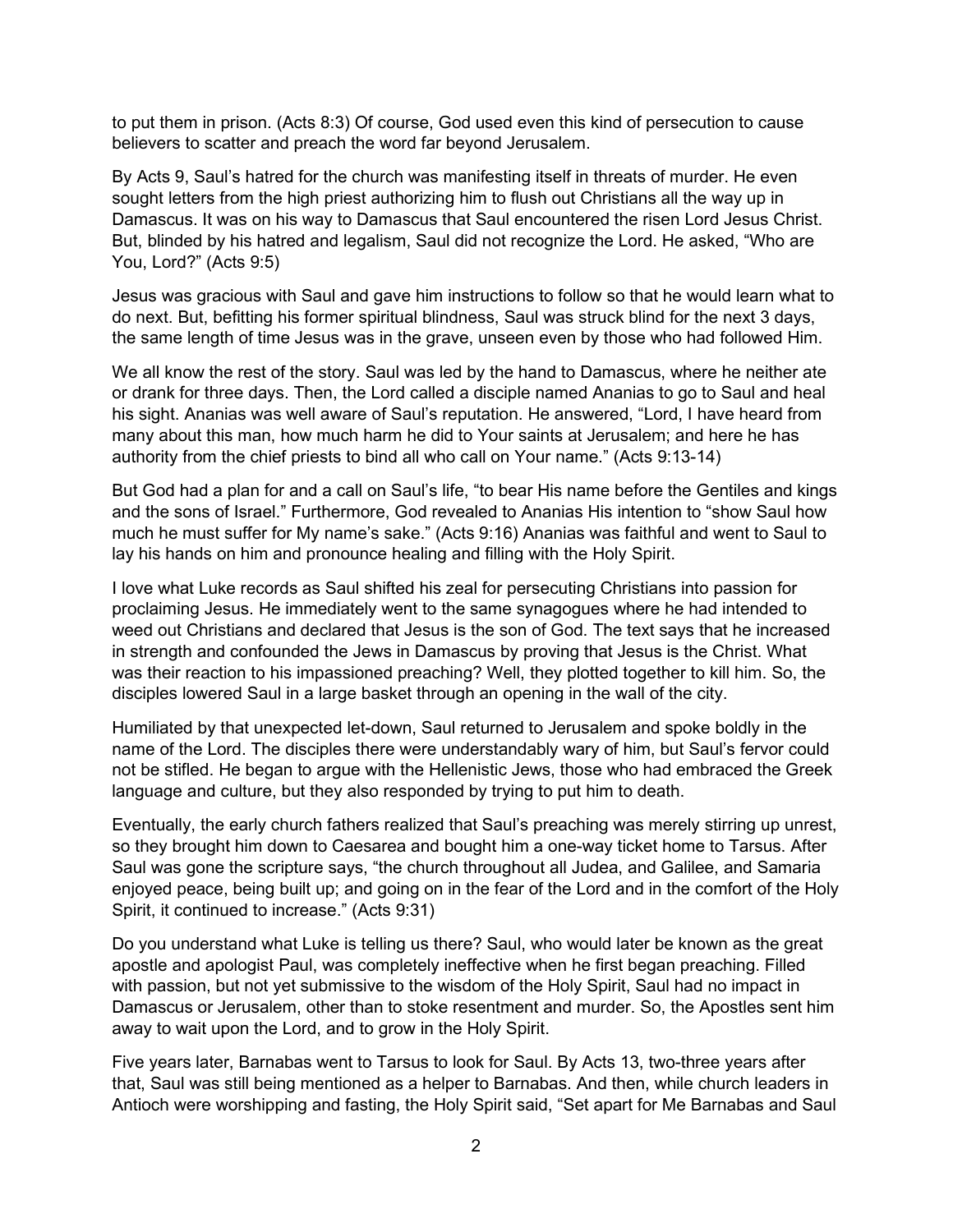to put them in prison. (Acts 8:3) Of course, God used even this kind of persecution to cause believers to scatter and preach the word far beyond Jerusalem.

By Acts 9, Saul's hatred for the church was manifesting itself in threats of murder. He even sought letters from the high priest authorizing him to flush out Christians all the way up in Damascus. It was on his way to Damascus that Saul encountered the risen Lord Jesus Christ. But, blinded by his hatred and legalism, Saul did not recognize the Lord. He asked, "Who are You, Lord?" (Acts 9:5)

Jesus was gracious with Saul and gave him instructions to follow so that he would learn what to do next. But, befitting his former spiritual blindness, Saul was struck blind for the next 3 days, the same length of time Jesus was in the grave, unseen even by those who had followed Him.

We all know the rest of the story. Saul was led by the hand to Damascus, where he neither ate or drank for three days. Then, the Lord called a disciple named Ananias to go to Saul and heal his sight. Ananias was well aware of Saul's reputation. He answered, "Lord, I have heard from many about this man, how much harm he did to Your saints at Jerusalem; and here he has authority from the chief priests to bind all who call on Your name." (Acts 9:13-14)

But God had a plan for and a call on Saul's life, "to bear His name before the Gentiles and kings and the sons of Israel." Furthermore, God revealed to Ananias His intention to "show Saul how much he must suffer for My name's sake." (Acts 9:16) Ananias was faithful and went to Saul to lay his hands on him and pronounce healing and filling with the Holy Spirit.

I love what Luke records as Saul shifted his zeal for persecuting Christians into passion for proclaiming Jesus. He immediately went to the same synagogues where he had intended to weed out Christians and declared that Jesus is the son of God. The text says that he increased in strength and confounded the Jews in Damascus by proving that Jesus is the Christ. What was their reaction to his impassioned preaching? Well, they plotted together to kill him. So, the disciples lowered Saul in a large basket through an opening in the wall of the city.

Humiliated by that unexpected let-down, Saul returned to Jerusalem and spoke boldly in the name of the Lord. The disciples there were understandably wary of him, but Saul's fervor could not be stifled. He began to argue with the Hellenistic Jews, those who had embraced the Greek language and culture, but they also responded by trying to put him to death.

Eventually, the early church fathers realized that Saul's preaching was merely stirring up unrest, so they brought him down to Caesarea and bought him a one-way ticket home to Tarsus. After Saul was gone the scripture says, "the church throughout all Judea, and Galilee, and Samaria enjoyed peace, being built up; and going on in the fear of the Lord and in the comfort of the Holy Spirit, it continued to increase." (Acts 9:31)

Do you understand what Luke is telling us there? Saul, who would later be known as the great apostle and apologist Paul, was completely ineffective when he first began preaching. Filled with passion, but not yet submissive to the wisdom of the Holy Spirit, Saul had no impact in Damascus or Jerusalem, other than to stoke resentment and murder. So, the Apostles sent him away to wait upon the Lord, and to grow in the Holy Spirit.

Five years later, Barnabas went to Tarsus to look for Saul. By Acts 13, two-three years after that, Saul was still being mentioned as a helper to Barnabas. And then, while church leaders in Antioch were worshipping and fasting, the Holy Spirit said, "Set apart for Me Barnabas and Saul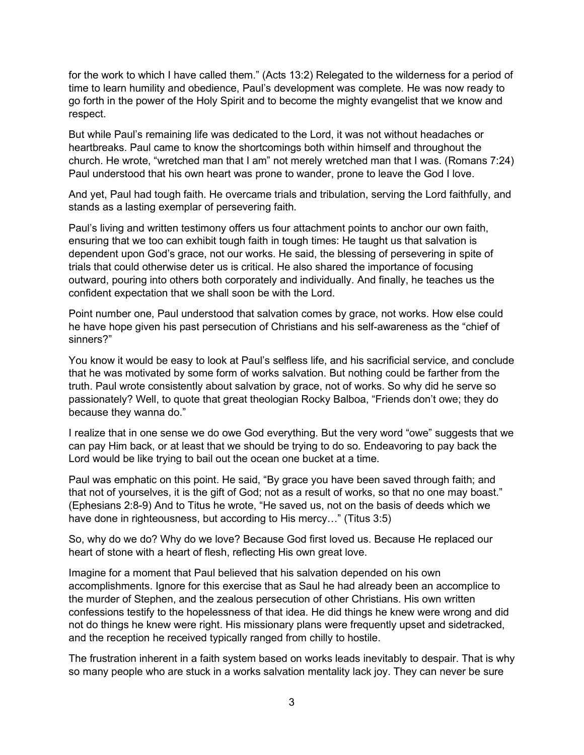for the work to which I have called them." (Acts 13:2) Relegated to the wilderness for a period of time to learn humility and obedience, Paul's development was complete. He was now ready to go forth in the power of the Holy Spirit and to become the mighty evangelist that we know and respect.

But while Paul's remaining life was dedicated to the Lord, it was not without headaches or heartbreaks. Paul came to know the shortcomings both within himself and throughout the church. He wrote, "wretched man that I am" not merely wretched man that I was. (Romans 7:24) Paul understood that his own heart was prone to wander, prone to leave the God I love.

And yet, Paul had tough faith. He overcame trials and tribulation, serving the Lord faithfully, and stands as a lasting exemplar of persevering faith.

Paul's living and written testimony offers us four attachment points to anchor our own faith, ensuring that we too can exhibit tough faith in tough times: He taught us that salvation is dependent upon God's grace, not our works. He said, the blessing of persevering in spite of trials that could otherwise deter us is critical. He also shared the importance of focusing outward, pouring into others both corporately and individually. And finally, he teaches us the confident expectation that we shall soon be with the Lord.

Point number one, Paul understood that salvation comes by grace, not works. How else could he have hope given his past persecution of Christians and his self-awareness as the "chief of sinners?"

You know it would be easy to look at Paul's selfless life, and his sacrificial service, and conclude that he was motivated by some form of works salvation. But nothing could be farther from the truth. Paul wrote consistently about salvation by grace, not of works. So why did he serve so passionately? Well, to quote that great theologian Rocky Balboa, "Friends don't owe; they do because they wanna do."

I realize that in one sense we do owe God everything. But the very word "owe" suggests that we can pay Him back, or at least that we should be trying to do so. Endeavoring to pay back the Lord would be like trying to bail out the ocean one bucket at a time.

Paul was emphatic on this point. He said, "By grace you have been saved through faith; and that not of yourselves, it is the gift of God; not as a result of works, so that no one may boast." (Ephesians 2:8-9) And to Titus he wrote, "He saved us, not on the basis of deeds which we have done in righteousness, but according to His mercy…" (Titus 3:5)

So, why do we do? Why do we love? Because God first loved us. Because He replaced our heart of stone with a heart of flesh, reflecting His own great love.

Imagine for a moment that Paul believed that his salvation depended on his own accomplishments. Ignore for this exercise that as Saul he had already been an accomplice to the murder of Stephen, and the zealous persecution of other Christians. His own written confessions testify to the hopelessness of that idea. He did things he knew were wrong and did not do things he knew were right. His missionary plans were frequently upset and sidetracked, and the reception he received typically ranged from chilly to hostile.

The frustration inherent in a faith system based on works leads inevitably to despair. That is why so many people who are stuck in a works salvation mentality lack joy. They can never be sure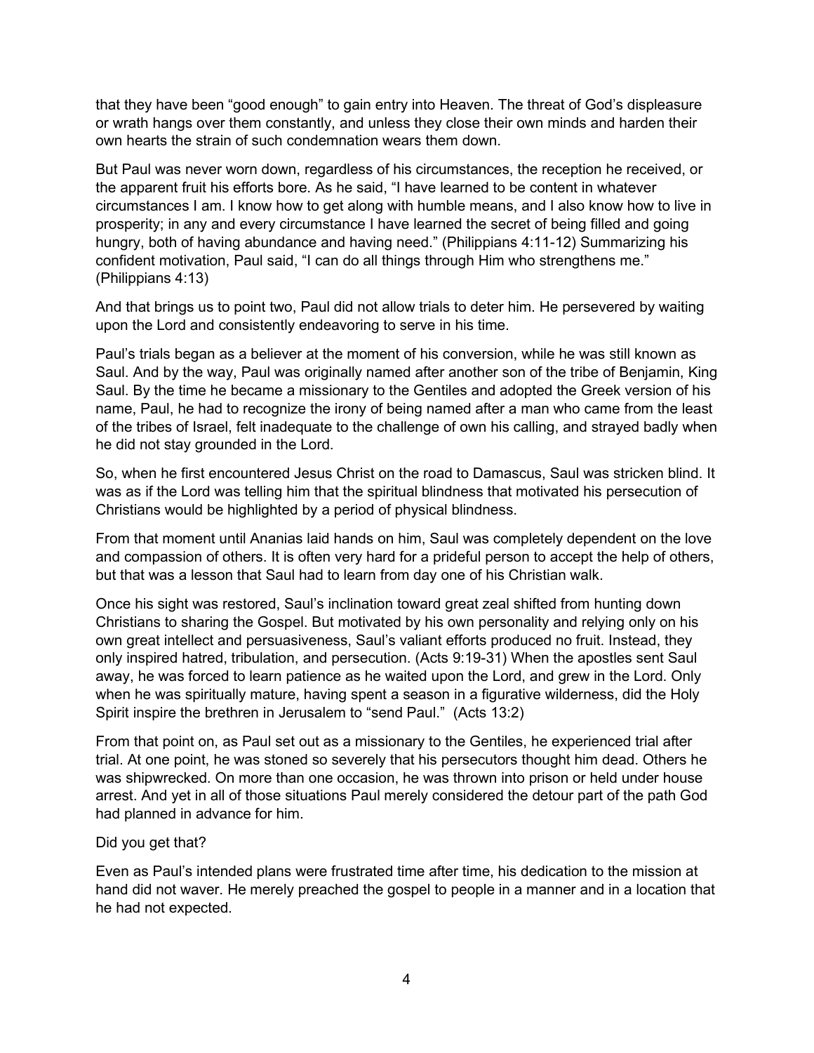that they have been "good enough" to gain entry into Heaven. The threat of God's displeasure or wrath hangs over them constantly, and unless they close their own minds and harden their own hearts the strain of such condemnation wears them down.

But Paul was never worn down, regardless of his circumstances, the reception he received, or the apparent fruit his efforts bore. As he said, "I have learned to be content in whatever circumstances I am. I know how to get along with humble means, and I also know how to live in prosperity; in any and every circumstance I have learned the secret of being filled and going hungry, both of having abundance and having need." (Philippians 4:11-12) Summarizing his confident motivation, Paul said, "I can do all things through Him who strengthens me." (Philippians 4:13)

And that brings us to point two, Paul did not allow trials to deter him. He persevered by waiting upon the Lord and consistently endeavoring to serve in his time.

Paul's trials began as a believer at the moment of his conversion, while he was still known as Saul. And by the way, Paul was originally named after another son of the tribe of Benjamin, King Saul. By the time he became a missionary to the Gentiles and adopted the Greek version of his name, Paul, he had to recognize the irony of being named after a man who came from the least of the tribes of Israel, felt inadequate to the challenge of own his calling, and strayed badly when he did not stay grounded in the Lord.

So, when he first encountered Jesus Christ on the road to Damascus, Saul was stricken blind. It was as if the Lord was telling him that the spiritual blindness that motivated his persecution of Christians would be highlighted by a period of physical blindness.

From that moment until Ananias laid hands on him, Saul was completely dependent on the love and compassion of others. It is often very hard for a prideful person to accept the help of others, but that was a lesson that Saul had to learn from day one of his Christian walk.

Once his sight was restored, Saul's inclination toward great zeal shifted from hunting down Christians to sharing the Gospel. But motivated by his own personality and relying only on his own great intellect and persuasiveness, Saul's valiant efforts produced no fruit. Instead, they only inspired hatred, tribulation, and persecution. (Acts 9:19-31) When the apostles sent Saul away, he was forced to learn patience as he waited upon the Lord, and grew in the Lord. Only when he was spiritually mature, having spent a season in a figurative wilderness, did the Holy Spirit inspire the brethren in Jerusalem to "send Paul." (Acts 13:2)

From that point on, as Paul set out as a missionary to the Gentiles, he experienced trial after trial. At one point, he was stoned so severely that his persecutors thought him dead. Others he was shipwrecked. On more than one occasion, he was thrown into prison or held under house arrest. And yet in all of those situations Paul merely considered the detour part of the path God had planned in advance for him.

Did you get that?

Even as Paul's intended plans were frustrated time after time, his dedication to the mission at hand did not waver. He merely preached the gospel to people in a manner and in a location that he had not expected.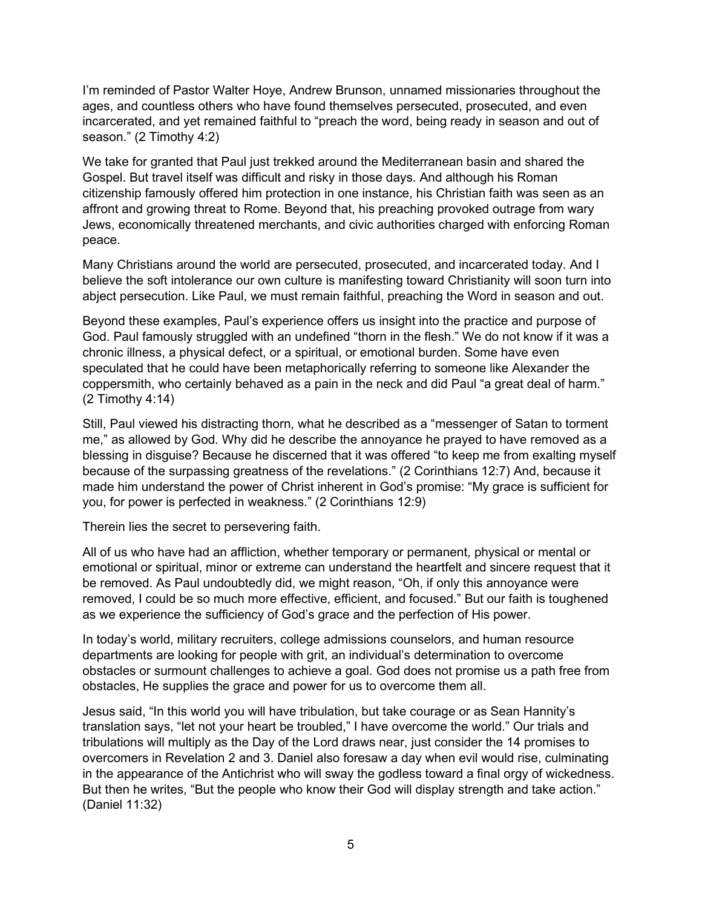I'm reminded of Pastor Walter Hoye, Andrew Brunson, unnamed missionaries throughout the ages, and countless others who have found themselves persecuted, prosecuted, and even incarcerated, and yet remained faithful to "preach the word, being ready in season and out of season." (2 Timothy 4:2)

We take for granted that Paul just trekked around the Mediterranean basin and shared the Gospel. But travel itself was difficult and risky in those days. And although his Roman citizenship famously offered him protection in one instance, his Christian faith was seen as an affront and growing threat to Rome. Beyond that, his preaching provoked outrage from wary Jews, economically threatened merchants, and civic authorities charged with enforcing Roman peace.

Many Christians around the world are persecuted, prosecuted, and incarcerated today. And I believe the soft intolerance our own culture is manifesting toward Christianity will soon turn into abject persecution. Like Paul, we must remain faithful, preaching the Word in season and out.

Beyond these examples, Paul's experience offers us insight into the practice and purpose of God. Paul famously struggled with an undefined "thorn in the flesh." We do not know if it was a chronic illness, a physical defect, or a spiritual, or emotional burden. Some have even speculated that he could have been metaphorically referring to someone like Alexander the coppersmith, who certainly behaved as a pain in the neck and did Paul "a great deal of harm." (2 Timothy 4:14)

Still, Paul viewed his distracting thorn, what he described as a "messenger of Satan to torment me," as allowed by God. Why did he describe the annoyance he prayed to have removed as a blessing in disguise? Because he discerned that it was offered "to keep me from exalting myself because of the surpassing greatness of the revelations." (2 Corinthians 12:7) And, because it made him understand the power of Christ inherent in God's promise: "My grace is sufficient for you, for power is perfected in weakness." (2 Corinthians 12:9)

Therein lies the secret to persevering faith.

All of us who have had an affliction, whether temporary or permanent, physical or mental or emotional or spiritual, minor or extreme can understand the heartfelt and sincere request that it be removed. As Paul undoubtedly did, we might reason, "Oh, if only this annoyance were removed, I could be so much more effective, efficient, and focused." But our faith is toughened as we experience the sufficiency of God's grace and the perfection of His power.

In today's world, military recruiters, college admissions counselors, and human resource departments are looking for people with grit, an individual's determination to overcome obstacles or surmount challenges to achieve a goal. God does not promise us a path free from obstacles, He supplies the grace and power for us to overcome them all.

Jesus said, "In this world you will have tribulation, but take courage or as Sean Hannity's translation says, "let not your heart be troubled," I have overcome the world." Our trials and tribulations will multiply as the Day of the Lord draws near, just consider the 14 promises to overcomers in Revelation 2 and 3. Daniel also foresaw a day when evil would rise, culminating in the appearance of the Antichrist who will sway the godless toward a final orgy of wickedness. But then he writes, "But the people who know their God will display strength and take action." (Daniel 11:32)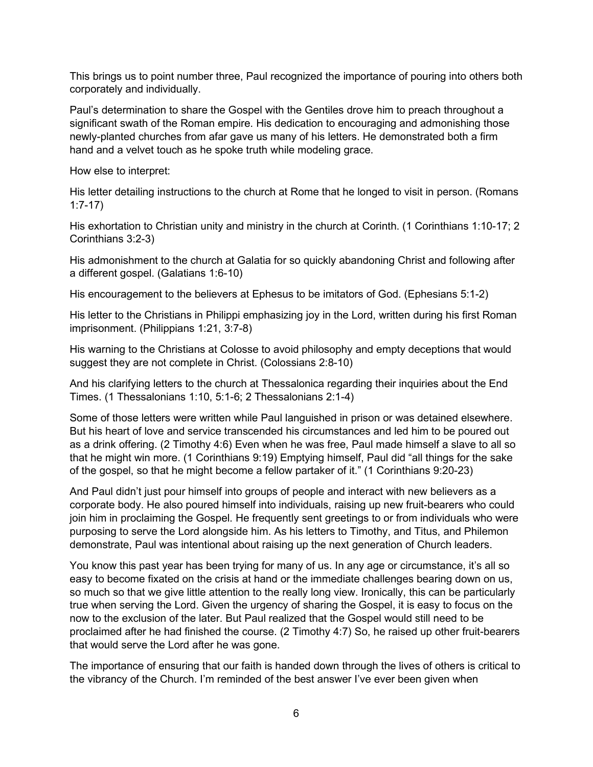This brings us to point number three, Paul recognized the importance of pouring into others both corporately and individually.

Paul's determination to share the Gospel with the Gentiles drove him to preach throughout a significant swath of the Roman empire. His dedication to encouraging and admonishing those newly-planted churches from afar gave us many of his letters. He demonstrated both a firm hand and a velvet touch as he spoke truth while modeling grace.

How else to interpret:

His letter detailing instructions to the church at Rome that he longed to visit in person. (Romans 1:7-17)

His exhortation to Christian unity and ministry in the church at Corinth. (1 Corinthians 1:10-17; 2 Corinthians 3:2-3)

His admonishment to the church at Galatia for so quickly abandoning Christ and following after a different gospel. (Galatians 1:6-10)

His encouragement to the believers at Ephesus to be imitators of God. (Ephesians 5:1-2)

His letter to the Christians in Philippi emphasizing joy in the Lord, written during his first Roman imprisonment. (Philippians 1:21, 3:7-8)

His warning to the Christians at Colosse to avoid philosophy and empty deceptions that would suggest they are not complete in Christ. (Colossians 2:8-10)

And his clarifying letters to the church at Thessalonica regarding their inquiries about the End Times. (1 Thessalonians 1:10, 5:1-6; 2 Thessalonians 2:1-4)

Some of those letters were written while Paul languished in prison or was detained elsewhere. But his heart of love and service transcended his circumstances and led him to be poured out as a drink offering. (2 Timothy 4:6) Even when he was free, Paul made himself a slave to all so that he might win more. (1 Corinthians 9:19) Emptying himself, Paul did "all things for the sake of the gospel, so that he might become a fellow partaker of it." (1 Corinthians 9:20-23)

And Paul didn't just pour himself into groups of people and interact with new believers as a corporate body. He also poured himself into individuals, raising up new fruit-bearers who could join him in proclaiming the Gospel. He frequently sent greetings to or from individuals who were purposing to serve the Lord alongside him. As his letters to Timothy, and Titus, and Philemon demonstrate, Paul was intentional about raising up the next generation of Church leaders.

You know this past year has been trying for many of us. In any age or circumstance, it's all so easy to become fixated on the crisis at hand or the immediate challenges bearing down on us, so much so that we give little attention to the really long view. Ironically, this can be particularly true when serving the Lord. Given the urgency of sharing the Gospel, it is easy to focus on the now to the exclusion of the later. But Paul realized that the Gospel would still need to be proclaimed after he had finished the course. (2 Timothy 4:7) So, he raised up other fruit-bearers that would serve the Lord after he was gone.

The importance of ensuring that our faith is handed down through the lives of others is critical to the vibrancy of the Church. I'm reminded of the best answer I've ever been given when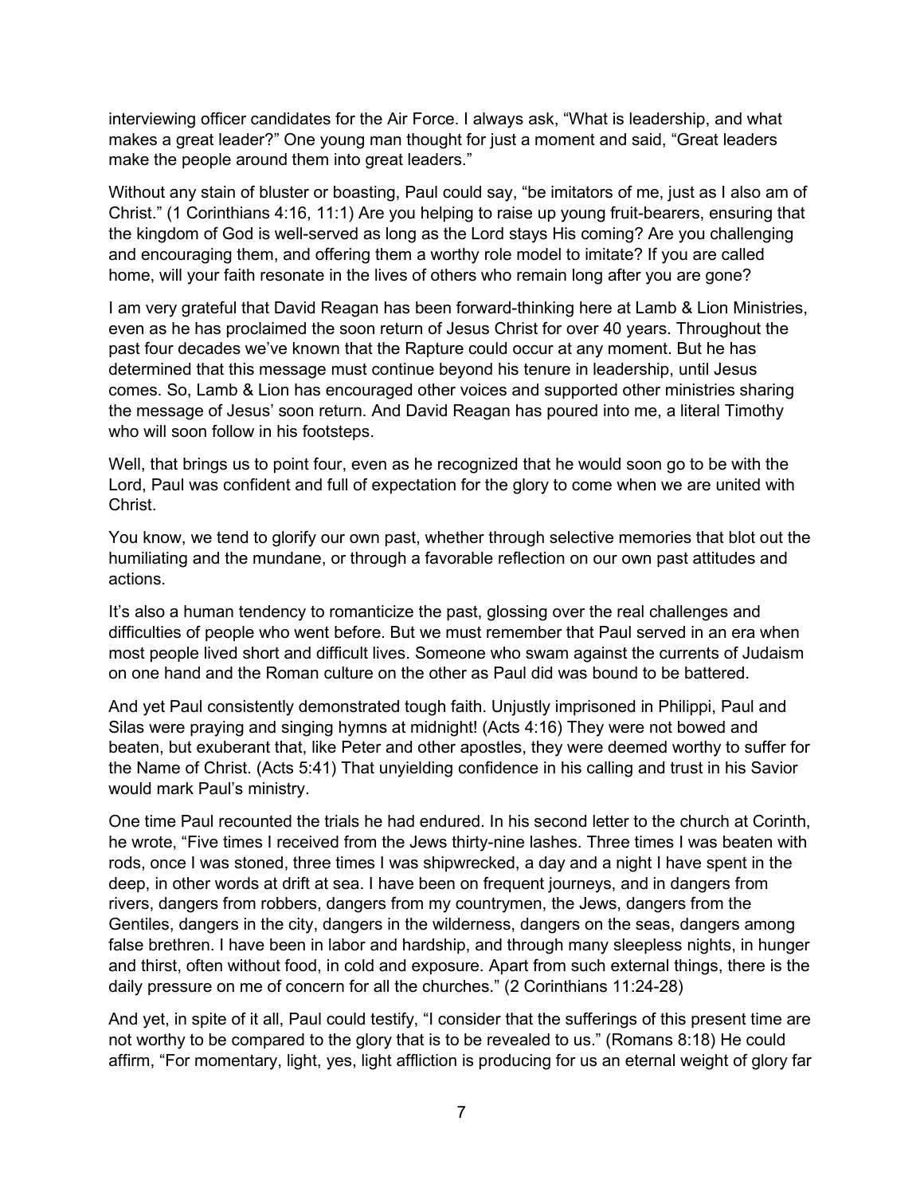interviewing officer candidates for the Air Force. I always ask, "What is leadership, and what makes a great leader?" One young man thought for just a moment and said, "Great leaders make the people around them into great leaders."

Without any stain of bluster or boasting, Paul could say, "be imitators of me, just as I also am of Christ." (1 Corinthians 4:16, 11:1) Are you helping to raise up young fruit-bearers, ensuring that the kingdom of God is well-served as long as the Lord stays His coming? Are you challenging and encouraging them, and offering them a worthy role model to imitate? If you are called home, will your faith resonate in the lives of others who remain long after you are gone?

I am very grateful that David Reagan has been forward-thinking here at Lamb & Lion Ministries, even as he has proclaimed the soon return of Jesus Christ for over 40 years. Throughout the past four decades we've known that the Rapture could occur at any moment. But he has determined that this message must continue beyond his tenure in leadership, until Jesus comes. So, Lamb & Lion has encouraged other voices and supported other ministries sharing the message of Jesus' soon return. And David Reagan has poured into me, a literal Timothy who will soon follow in his footsteps.

Well, that brings us to point four, even as he recognized that he would soon go to be with the Lord, Paul was confident and full of expectation for the glory to come when we are united with Christ.

You know, we tend to glorify our own past, whether through selective memories that blot out the humiliating and the mundane, or through a favorable reflection on our own past attitudes and actions.

It's also a human tendency to romanticize the past, glossing over the real challenges and difficulties of people who went before. But we must remember that Paul served in an era when most people lived short and difficult lives. Someone who swam against the currents of Judaism on one hand and the Roman culture on the other as Paul did was bound to be battered.

And yet Paul consistently demonstrated tough faith. Unjustly imprisoned in Philippi, Paul and Silas were praying and singing hymns at midnight! (Acts 4:16) They were not bowed and beaten, but exuberant that, like Peter and other apostles, they were deemed worthy to suffer for the Name of Christ. (Acts 5:41) That unyielding confidence in his calling and trust in his Savior would mark Paul's ministry.

One time Paul recounted the trials he had endured. In his second letter to the church at Corinth, he wrote, "Five times I received from the Jews thirty-nine lashes. Three times I was beaten with rods, once I was stoned, three times I was shipwrecked, a day and a night I have spent in the deep, in other words at drift at sea. I have been on frequent journeys, and in dangers from rivers, dangers from robbers, dangers from my countrymen, the Jews, dangers from the Gentiles, dangers in the city, dangers in the wilderness, dangers on the seas, dangers among false brethren. I have been in labor and hardship, and through many sleepless nights, in hunger and thirst, often without food, in cold and exposure. Apart from such external things, there is the daily pressure on me of concern for all the churches." (2 Corinthians 11:24-28)

And yet, in spite of it all, Paul could testify, "I consider that the sufferings of this present time are not worthy to be compared to the glory that is to be revealed to us." (Romans 8:18) He could affirm, "For momentary, light, yes, light affliction is producing for us an eternal weight of glory far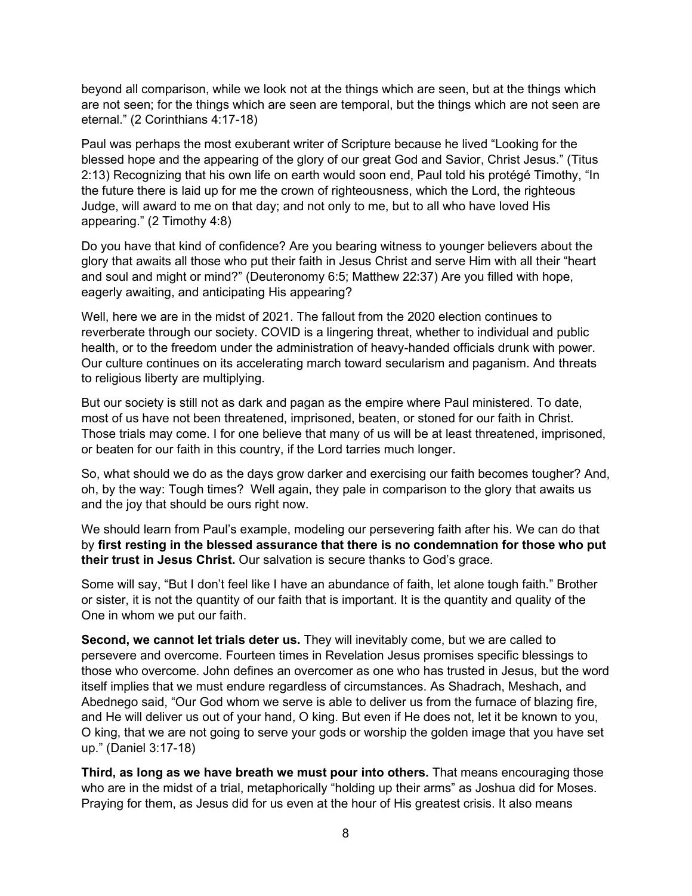beyond all comparison, while we look not at the things which are seen, but at the things which are not seen; for the things which are seen are temporal, but the things which are not seen are eternal." (2 Corinthians 4:17-18)

Paul was perhaps the most exuberant writer of Scripture because he lived "Looking for the blessed hope and the appearing of the glory of our great God and Savior, Christ Jesus." (Titus 2:13) Recognizing that his own life on earth would soon end, Paul told his protégé Timothy, "In the future there is laid up for me the crown of righteousness, which the Lord, the righteous Judge, will award to me on that day; and not only to me, but to all who have loved His appearing." (2 Timothy 4:8)

Do you have that kind of confidence? Are you bearing witness to younger believers about the glory that awaits all those who put their faith in Jesus Christ and serve Him with all their "heart and soul and might or mind?" (Deuteronomy 6:5; Matthew 22:37) Are you filled with hope, eagerly awaiting, and anticipating His appearing?

Well, here we are in the midst of 2021. The fallout from the 2020 election continues to reverberate through our society. COVID is a lingering threat, whether to individual and public health, or to the freedom under the administration of heavy-handed officials drunk with power. Our culture continues on its accelerating march toward secularism and paganism. And threats to religious liberty are multiplying.

But our society is still not as dark and pagan as the empire where Paul ministered. To date, most of us have not been threatened, imprisoned, beaten, or stoned for our faith in Christ. Those trials may come. I for one believe that many of us will be at least threatened, imprisoned, or beaten for our faith in this country, if the Lord tarries much longer.

So, what should we do as the days grow darker and exercising our faith becomes tougher? And, oh, by the way: Tough times? Well again, they pale in comparison to the glory that awaits us and the joy that should be ours right now.

We should learn from Paul's example, modeling our persevering faith after his. We can do that by **first resting in the blessed assurance that there is no condemnation for those who put their trust in Jesus Christ.** Our salvation is secure thanks to God's grace.

Some will say, "But I don't feel like I have an abundance of faith, let alone tough faith." Brother or sister, it is not the quantity of our faith that is important. It is the quantity and quality of the One in whom we put our faith.

**Second, we cannot let trials deter us.** They will inevitably come, but we are called to persevere and overcome. Fourteen times in Revelation Jesus promises specific blessings to those who overcome. John defines an overcomer as one who has trusted in Jesus, but the word itself implies that we must endure regardless of circumstances. As Shadrach, Meshach, and Abednego said, "Our God whom we serve is able to deliver us from the furnace of blazing fire, and He will deliver us out of your hand, O king. But even if He does not, let it be known to you, O king, that we are not going to serve your gods or worship the golden image that you have set up." (Daniel 3:17-18)

**Third, as long as we have breath we must pour into others.** That means encouraging those who are in the midst of a trial, metaphorically "holding up their arms" as Joshua did for Moses. Praying for them, as Jesus did for us even at the hour of His greatest crisis. It also means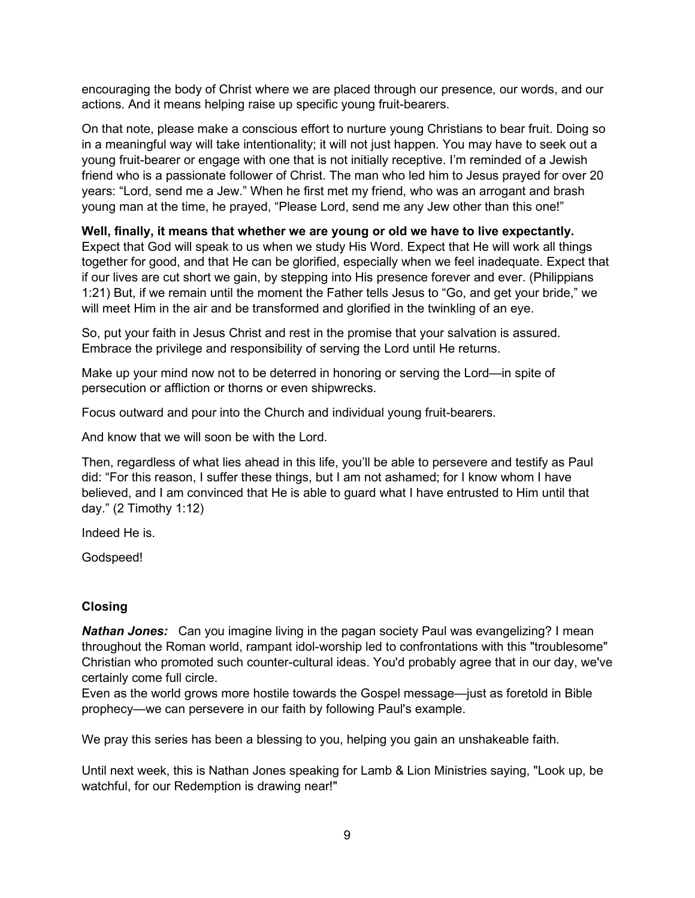encouraging the body of Christ where we are placed through our presence, our words, and our actions. And it means helping raise up specific young fruit-bearers.

On that note, please make a conscious effort to nurture young Christians to bear fruit. Doing so in a meaningful way will take intentionality; it will not just happen. You may have to seek out a young fruit-bearer or engage with one that is not initially receptive. I'm reminded of a Jewish friend who is a passionate follower of Christ. The man who led him to Jesus prayed for over 20 years: "Lord, send me a Jew." When he first met my friend, who was an arrogant and brash young man at the time, he prayed, "Please Lord, send me any Jew other than this one!"

**Well, finally, it means that whether we are young or old we have to live expectantly.** Expect that God will speak to us when we study His Word. Expect that He will work all things together for good, and that He can be glorified, especially when we feel inadequate. Expect that if our lives are cut short we gain, by stepping into His presence forever and ever. (Philippians 1:21) But, if we remain until the moment the Father tells Jesus to "Go, and get your bride," we will meet Him in the air and be transformed and glorified in the twinkling of an eye.

So, put your faith in Jesus Christ and rest in the promise that your salvation is assured. Embrace the privilege and responsibility of serving the Lord until He returns.

Make up your mind now not to be deterred in honoring or serving the Lord—in spite of persecution or affliction or thorns or even shipwrecks.

Focus outward and pour into the Church and individual young fruit-bearers.

And know that we will soon be with the Lord.

Then, regardless of what lies ahead in this life, you'll be able to persevere and testify as Paul did: "For this reason, I suffer these things, but I am not ashamed; for I know whom I have believed, and I am convinced that He is able to guard what I have entrusted to Him until that day." (2 Timothy 1:12)

Indeed He is.

Godspeed!

**Closing**

***Nathan Jones:*** Can you imagine living in the pagan society Paul was evangelizing? I mean throughout the Roman world, rampant idol-worship led to confrontations with this "troublesome" Christian who promoted such counter-cultural ideas. You'd probably agree that in our day, we've certainly come full circle.
Even as the world grows more hostile towards the Gospel message—just as foretold in Bible prophecy—we can persevere in our faith by following Paul's example.

We pray this series has been a blessing to you, helping you gain an unshakeable faith.

Until next week, this is Nathan Jones speaking for Lamb & Lion Ministries saying, "Look up, be watchful, for our Redemption is drawing near!"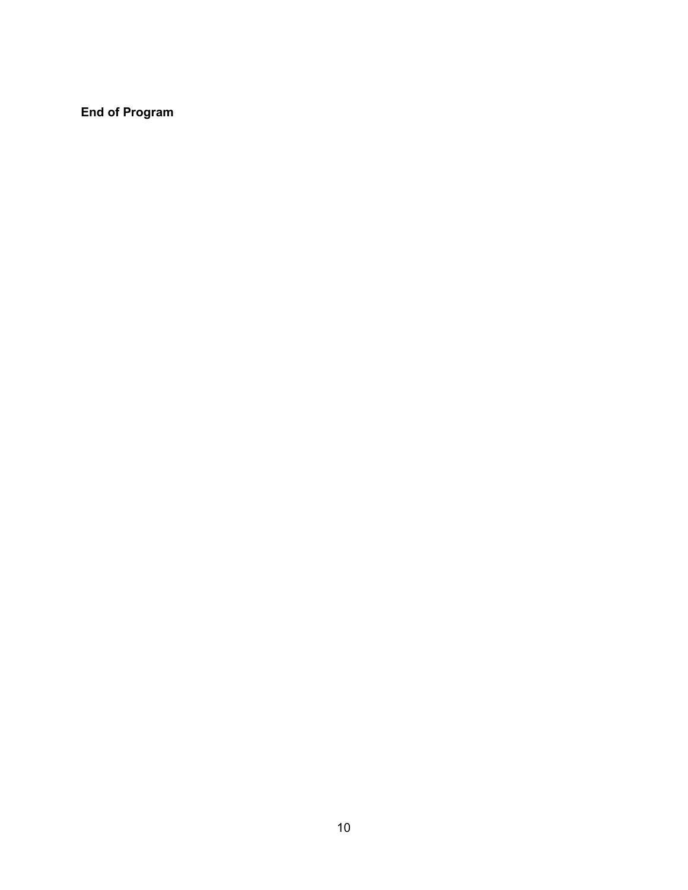**End of Program**